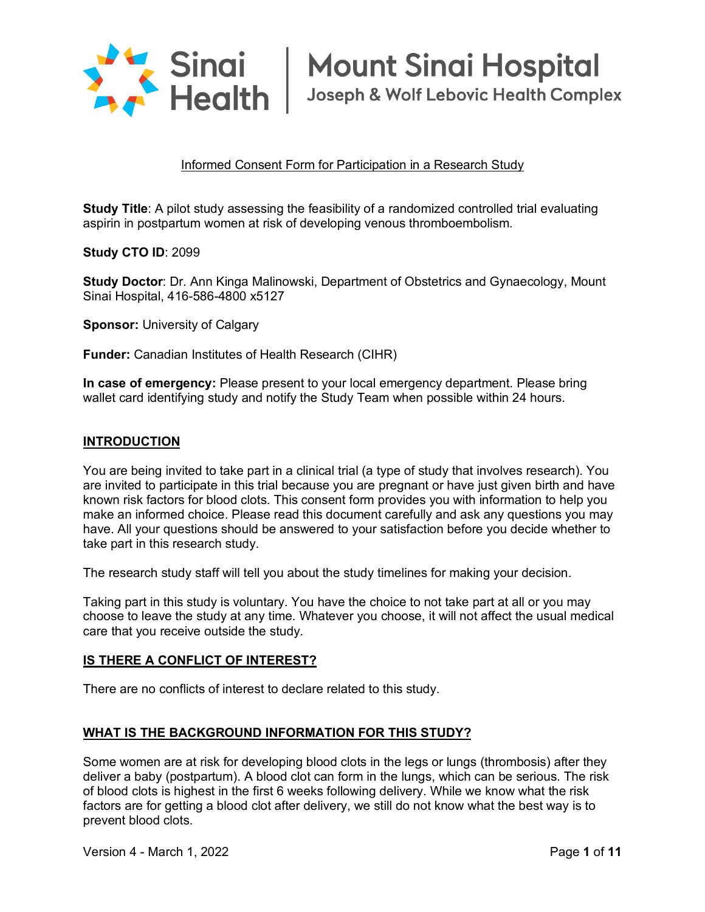Sinai Health | Mount Sinai Hospital
Joseph & Wolf Lebovic Health Complex

# Informed Consent Form for Participation in a Research Study

**Study Title**: A pilot study assessing the feasibility of a randomized controlled trial evaluating aspirin in postpartum women at risk of developing venous thromboembolism.

**Study CTO ID**: 2099

**Study Doctor**: Dr. Ann Kinga Malinowski, Department of Obstetrics and Gynaecology, Mount Sinai Hospital, 416-586-4800 x5127

**Sponsor:** University of Calgary

**Funder:** Canadian Institutes of Health Research (CIHR)

**In case of emergency:** Please present to your local emergency department. Please bring wallet card identifying study and notify the Study Team when possible within 24 hours.

## INTRODUCTION

You are being invited to take part in a clinical trial (a type of study that involves research). You are invited to participate in this trial because you are pregnant or have just given birth and have known risk factors for blood clots. This consent form provides you with information to help you make an informed choice. Please read this document carefully and ask any questions you may have. All your questions should be answered to your satisfaction before you decide whether to take part in this research study.

The research study staff will tell you about the study timelines for making your decision.

Taking part in this study is voluntary. You have the choice to not take part at all or you may choose to leave the study at any time. Whatever you choose, it will not affect the usual medical care that you receive outside the study.

## IS THERE A CONFLICT OF INTEREST?

There are no conflicts of interest to declare related to this study.

## WHAT IS THE BACKGROUND INFORMATION FOR THIS STUDY?

Some women are at risk for developing blood clots in the legs or lungs (thrombosis) after they deliver a baby (postpartum). A blood clot can form in the lungs, which can be serious. The risk of blood clots is highest in the first 6 weeks following delivery. While we know what the risk factors are for getting a blood clot after delivery, we still do not know what the best way is to prevent blood clots.

Version 4 - March 1, 2022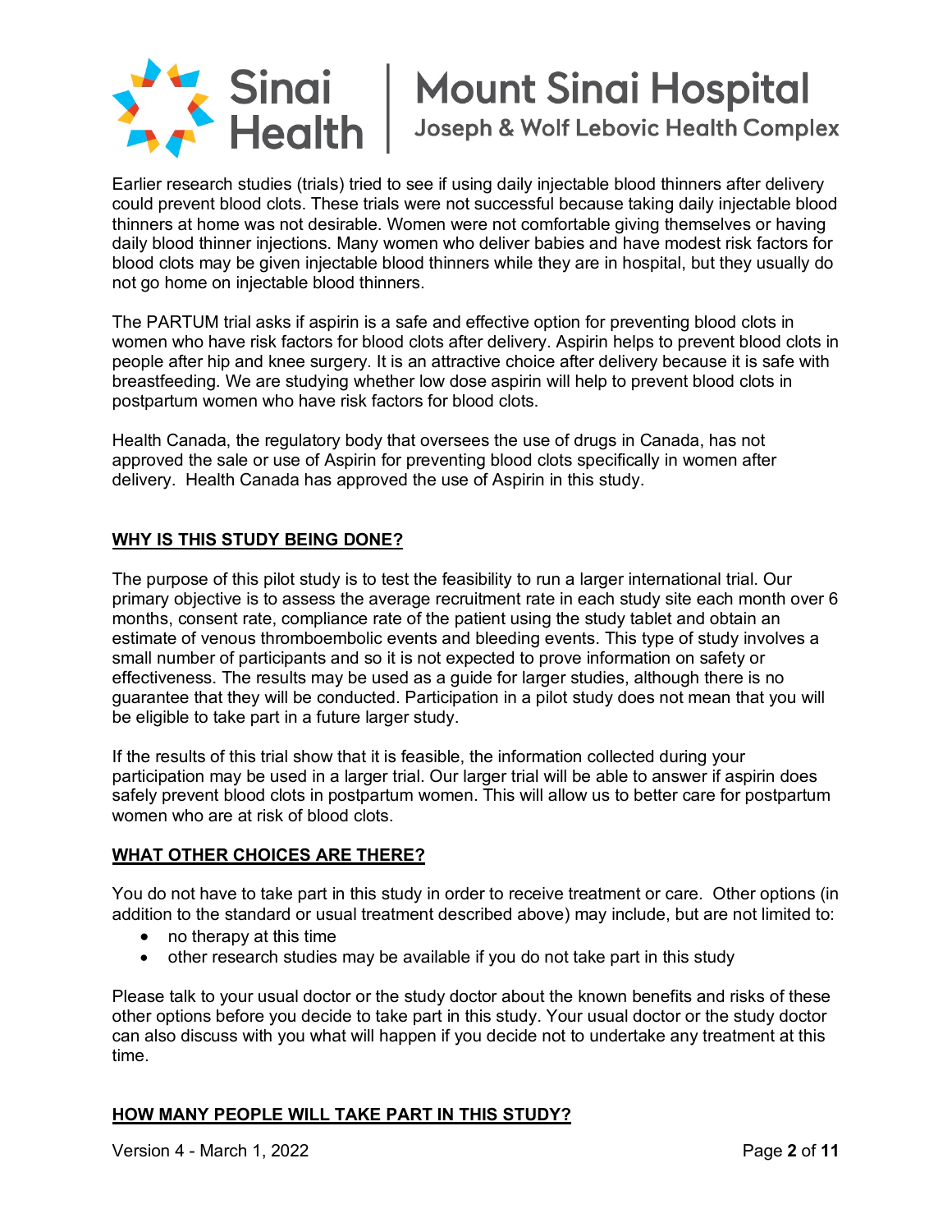Earlier research studies (trials) tried to see if using daily injectable blood thinners after delivery could prevent blood clots. These trials were not successful because taking daily injectable blood thinners at home was not desirable. Women were not comfortable giving themselves or having daily blood thinner injections. Many women who deliver babies and have modest risk factors for blood clots may be given injectable blood thinners while they are in hospital, but they usually do not go home on injectable blood thinners.

The PARTUM trial asks if aspirin is a safe and effective option for preventing blood clots in women who have risk factors for blood clots after delivery. Aspirin helps to prevent blood clots in people after hip and knee surgery. It is an attractive choice after delivery because it is safe with breastfeeding. We are studying whether low dose aspirin will help to prevent blood clots in postpartum women who have risk factors for blood clots.

Health Canada, the regulatory body that oversees the use of drugs in Canada, has not approved the sale or use of Aspirin for preventing blood clots specifically in women after delivery. Health Canada has approved the use of Aspirin in this study.

## WHY IS THIS STUDY BEING DONE?

The purpose of this pilot study is to test the feasibility to run a larger international trial. Our primary objective is to assess the average recruitment rate in each study site each month over 6 months, consent rate, compliance rate of the patient using the study tablet and obtain an estimate of venous thromboembolic events and bleeding events. This type of study involves a small number of participants and so it is not expected to prove information on safety or effectiveness. The results may be used as a guide for larger studies, although there is no guarantee that they will be conducted. Participation in a pilot study does not mean that you will be eligible to take part in a future larger study.

If the results of this trial show that it is feasible, the information collected during your participation may be used in a larger trial. Our larger trial will be able to answer if aspirin does safely prevent blood clots in postpartum women. This will allow us to better care for postpartum women who are at risk of blood clots.

## WHAT OTHER CHOICES ARE THERE?

You do not have to take part in this study in order to receive treatment or care. Other options (in addition to the standard or usual treatment described above) may include, but are not limited to:

- no therapy at this time
- other research studies may be available if you do not take part in this study

Please talk to your usual doctor or the study doctor about the known benefits and risks of these other options before you decide to take part in this study. Your usual doctor or the study doctor can also discuss with you what will happen if you decide not to undertake any treatment at this time.

## HOW MANY PEOPLE WILL TAKE PART IN THIS STUDY?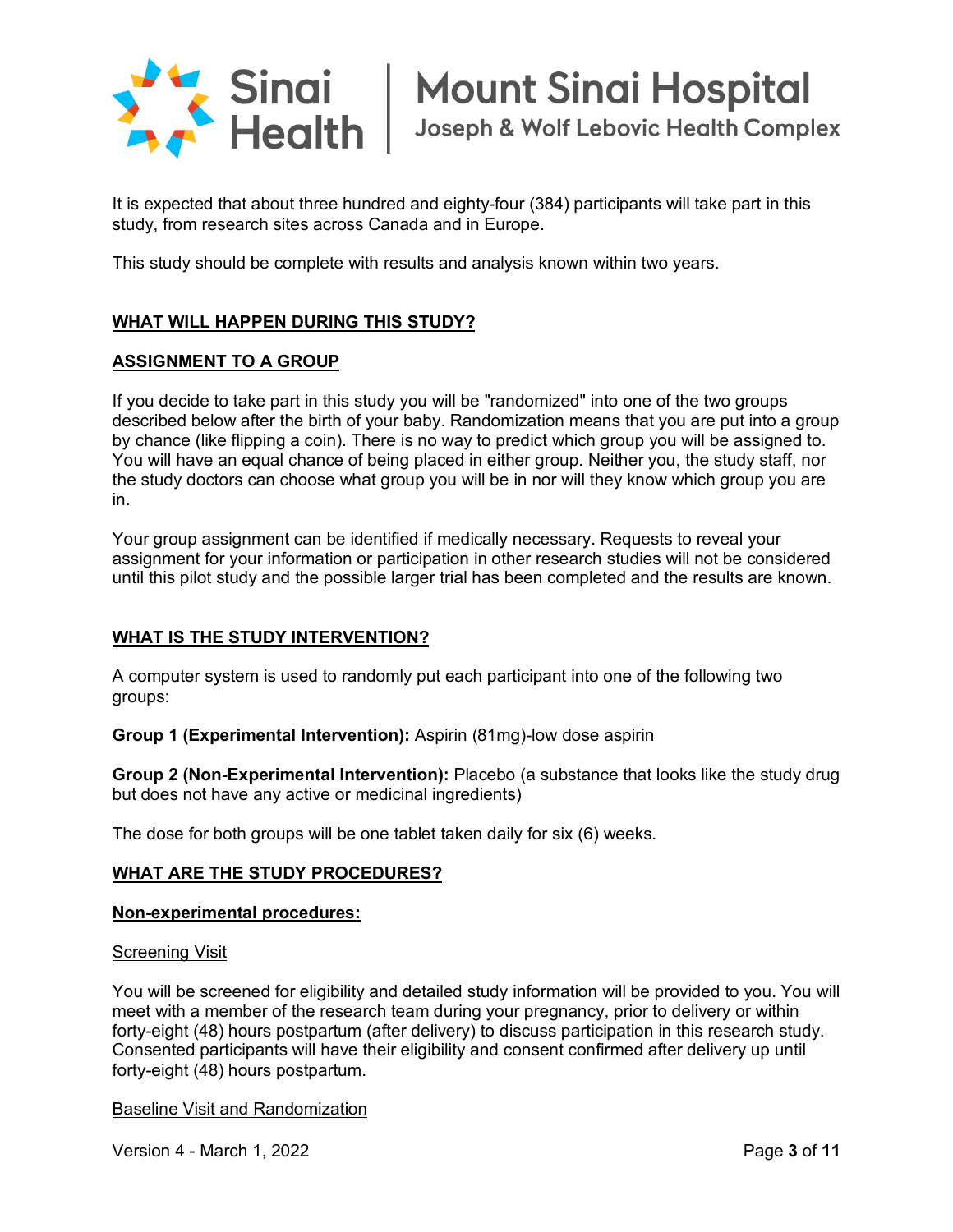It is expected that about three hundred and eighty-four (384) participants will take part in this study, from research sites across Canada and in Europe.

This study should be complete with results and analysis known within two years.

## WHAT WILL HAPPEN DURING THIS STUDY?

## ASSIGNMENT TO A GROUP

If you decide to take part in this study you will be "randomized" into one of the two groups described below after the birth of your baby. Randomization means that you are put into a group by chance (like flipping a coin). There is no way to predict which group you will be assigned to. You will have an equal chance of being placed in either group. Neither you, the study staff, nor the study doctors can choose what group you will be in nor will they know which group you are in.

Your group assignment can be identified if medically necessary. Requests to reveal your assignment for your information or participation in other research studies will not be considered until this pilot study and the possible larger trial has been completed and the results are known.

## WHAT IS THE STUDY INTERVENTION?

A computer system is used to randomly put each participant into one of the following two groups:

**Group 1 (Experimental Intervention):** Aspirin (81mg)-low dose aspirin

**Group 2 (Non-Experimental Intervention):** Placebo (a substance that looks like the study drug but does not have any active or medicinal ingredients)

The dose for both groups will be one tablet taken daily for six (6) weeks.

## WHAT ARE THE STUDY PROCEDURES?

### Non-experimental procedures:

Screening Visit

You will be screened for eligibility and detailed study information will be provided to you. You will meet with a member of the research team during your pregnancy, prior to delivery or within forty-eight (48) hours postpartum (after delivery) to discuss participation in this research study. Consented participants will have their eligibility and consent confirmed after delivery up until forty-eight (48) hours postpartum.

Baseline Visit and Randomization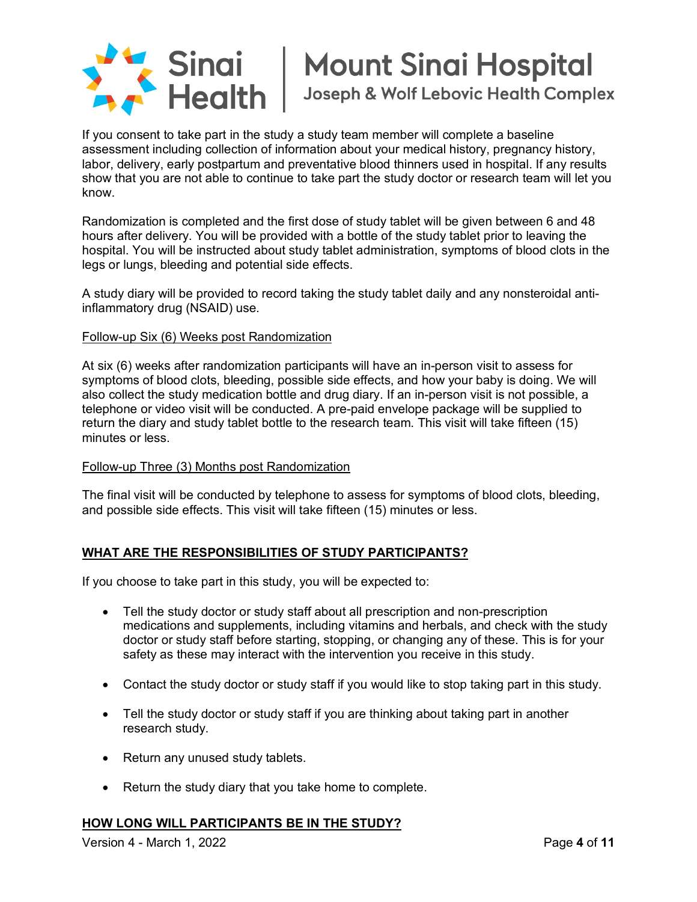If you consent to take part in the study a study team member will complete a baseline assessment including collection of information about your medical history, pregnancy history, labor, delivery, early postpartum and preventative blood thinners used in hospital. If any results show that you are not able to continue to take part the study doctor or research team will let you know.

Randomization is completed and the first dose of study tablet will be given between 6 and 48 hours after delivery. You will be provided with a bottle of the study tablet prior to leaving the hospital. You will be instructed about study tablet administration, symptoms of blood clots in the legs or lungs, bleeding and potential side effects.

A study diary will be provided to record taking the study tablet daily and any nonsteroidal anti-inflammatory drug (NSAID) use.

<u>Follow-up Six (6) Weeks post Randomization</u>

At six (6) weeks after randomization participants will have an in-person visit to assess for symptoms of blood clots, bleeding, possible side effects, and how your baby is doing. We will also collect the study medication bottle and drug diary. If an in-person visit is not possible, a telephone or video visit will be conducted. A pre-paid envelope package will be supplied to return the diary and study tablet bottle to the research team. This visit will take fifteen (15) minutes or less.

<u>Follow-up Three (3) Months post Randomization</u>

The final visit will be conducted by telephone to assess for symptoms of blood clots, bleeding, and possible side effects. This visit will take fifteen (15) minutes or less.

## WHAT ARE THE RESPONSIBILITIES OF STUDY PARTICIPANTS?

If you choose to take part in this study, you will be expected to:

- Tell the study doctor or study staff about all prescription and non-prescription medications and supplements, including vitamins and herbals, and check with the study doctor or study staff before starting, stopping, or changing any of these. This is for your safety as these may interact with the intervention you receive in this study.
- Contact the study doctor or study staff if you would like to stop taking part in this study.
- Tell the study doctor or study staff if you are thinking about taking part in another research study.
- Return any unused study tablets.
- Return the study diary that you take home to complete.

## HOW LONG WILL PARTICIPANTS BE IN THE STUDY?

Version 4 - March 1, 2022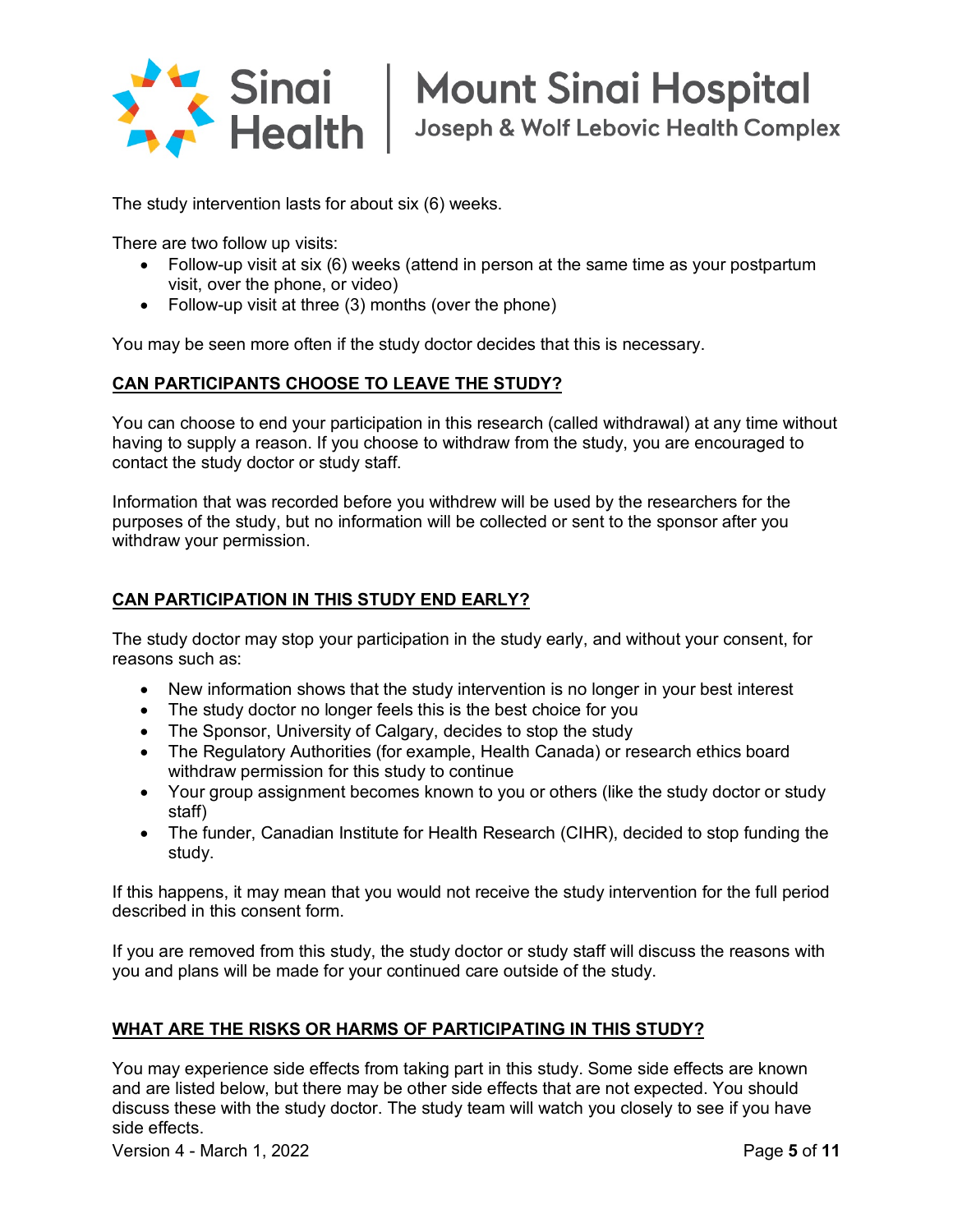The study intervention lasts for about six (6) weeks.

There are two follow up visits:

- Follow-up visit at six (6) weeks (attend in person at the same time as your postpartum visit, over the phone, or video)
- Follow-up visit at three (3) months (over the phone)

You may be seen more often if the study doctor decides that this is necessary.

## CAN PARTICIPANTS CHOOSE TO LEAVE THE STUDY?

You can choose to end your participation in this research (called withdrawal) at any time without having to supply a reason. If you choose to withdraw from the study, you are encouraged to contact the study doctor or study staff.

Information that was recorded before you withdrew will be used by the researchers for the purposes of the study, but no information will be collected or sent to the sponsor after you withdraw your permission.

## CAN PARTICIPATION IN THIS STUDY END EARLY?

The study doctor may stop your participation in the study early, and without your consent, for reasons such as:

- New information shows that the study intervention is no longer in your best interest
- The study doctor no longer feels this is the best choice for you
- The Sponsor, University of Calgary, decides to stop the study
- The Regulatory Authorities (for example, Health Canada) or research ethics board withdraw permission for this study to continue
- Your group assignment becomes known to you or others (like the study doctor or study staff)
- The funder, Canadian Institute for Health Research (CIHR), decided to stop funding the study.

If this happens, it may mean that you would not receive the study intervention for the full period described in this consent form.

If you are removed from this study, the study doctor or study staff will discuss the reasons with you and plans will be made for your continued care outside of the study.

## WHAT ARE THE RISKS OR HARMS OF PARTICIPATING IN THIS STUDY?

You may experience side effects from taking part in this study. Some side effects are known and are listed below, but there may be other side effects that are not expected. You should discuss these with the study doctor. The study team will watch you closely to see if you have side effects.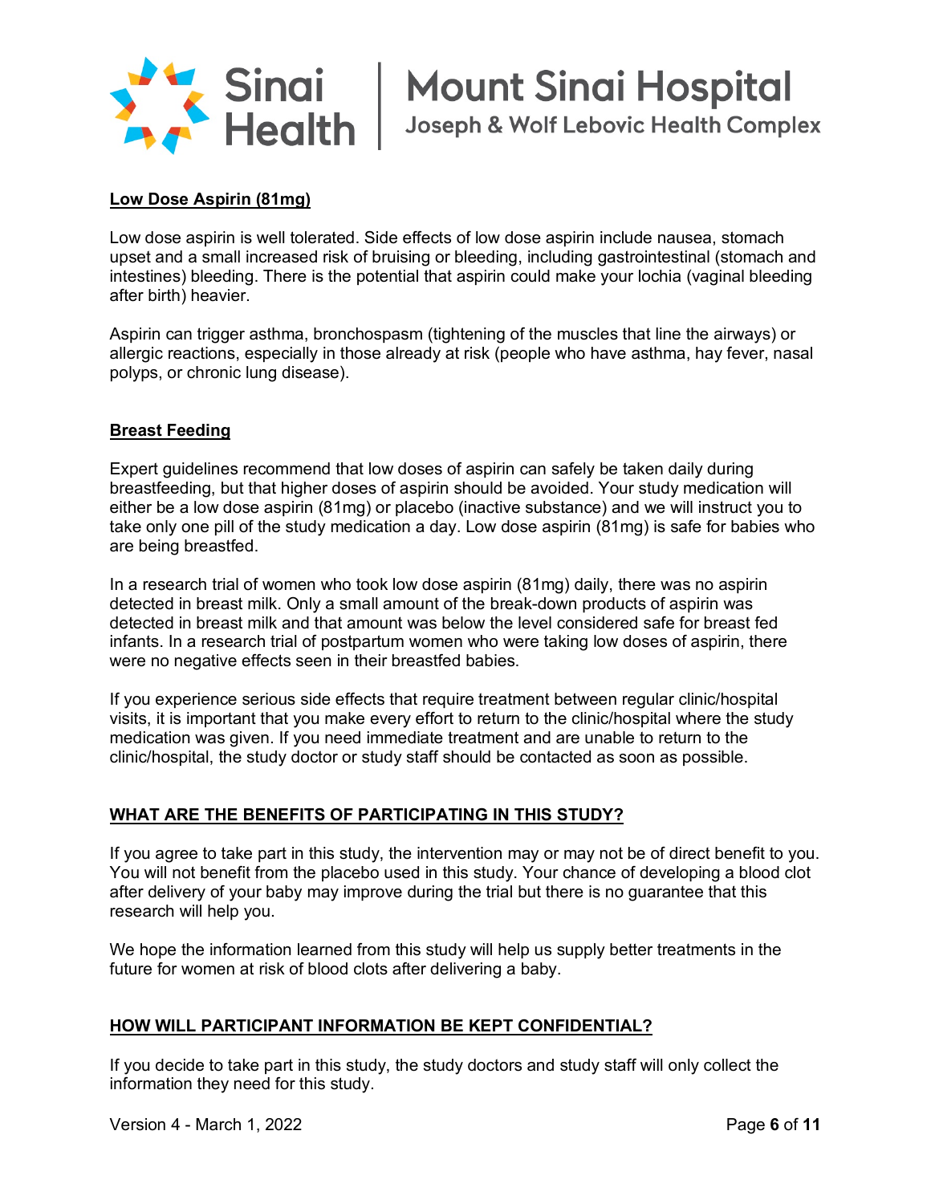**Low Dose Aspirin (81mg)**

Low dose aspirin is well tolerated. Side effects of low dose aspirin include nausea, stomach upset and a small increased risk of bruising or bleeding, including gastrointestinal (stomach and intestines) bleeding. There is the potential that aspirin could make your lochia (vaginal bleeding after birth) heavier.

Aspirin can trigger asthma, bronchospasm (tightening of the muscles that line the airways) or allergic reactions, especially in those already at risk (people who have asthma, hay fever, nasal polyps, or chronic lung disease).

**Breast Feeding**

Expert guidelines recommend that low doses of aspirin can safely be taken daily during breastfeeding, but that higher doses of aspirin should be avoided. Your study medication will either be a low dose aspirin (81mg) or placebo (inactive substance) and we will instruct you to take only one pill of the study medication a day. Low dose aspirin (81mg) is safe for babies who are being breastfed.

In a research trial of women who took low dose aspirin (81mg) daily, there was no aspirin detected in breast milk. Only a small amount of the break-down products of aspirin was detected in breast milk and that amount was below the level considered safe for breast fed infants. In a research trial of postpartum women who were taking low doses of aspirin, there were no negative effects seen in their breastfed babies.

If you experience serious side effects that require treatment between regular clinic/hospital visits, it is important that you make every effort to return to the clinic/hospital where the study medication was given. If you need immediate treatment and are unable to return to the clinic/hospital, the study doctor or study staff should be contacted as soon as possible.

## WHAT ARE THE BENEFITS OF PARTICIPATING IN THIS STUDY?

If you agree to take part in this study, the intervention may or may not be of direct benefit to you. You will not benefit from the placebo used in this study. Your chance of developing a blood clot after delivery of your baby may improve during the trial but there is no guarantee that this research will help you.

We hope the information learned from this study will help us supply better treatments in the future for women at risk of blood clots after delivering a baby.

## HOW WILL PARTICIPANT INFORMATION BE KEPT CONFIDENTIAL?

If you decide to take part in this study, the study doctors and study staff will only collect the information they need for this study.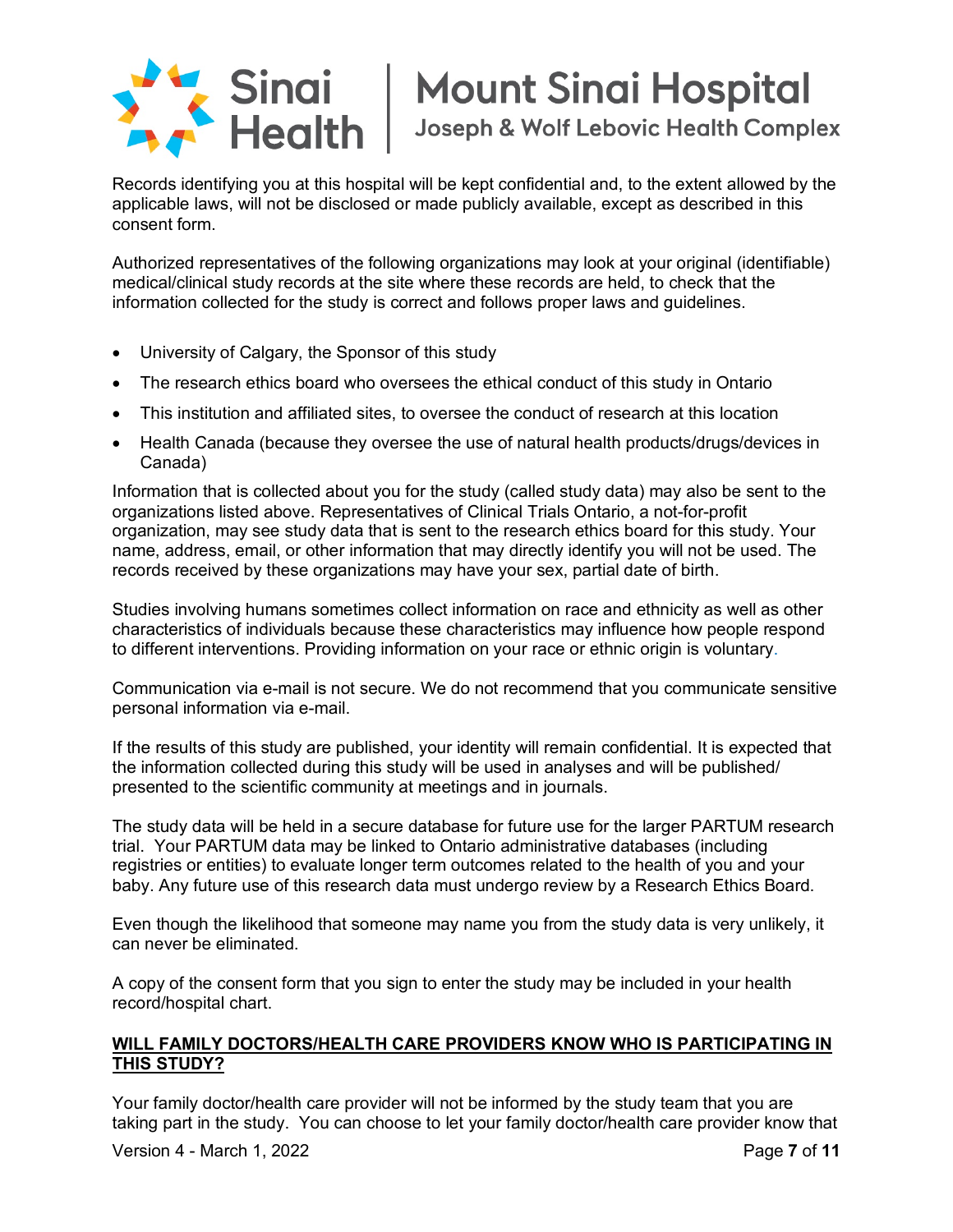Records identifying you at this hospital will be kept confidential and, to the extent allowed by the applicable laws, will not be disclosed or made publicly available, except as described in this consent form.

Authorized representatives of the following organizations may look at your original (identifiable) medical/clinical study records at the site where these records are held, to check that the information collected for the study is correct and follows proper laws and guidelines.

- University of Calgary, the Sponsor of this study
- The research ethics board who oversees the ethical conduct of this study in Ontario
- This institution and affiliated sites, to oversee the conduct of research at this location
- Health Canada (because they oversee the use of natural health products/drugs/devices in Canada)

Information that is collected about you for the study (called study data) may also be sent to the organizations listed above. Representatives of Clinical Trials Ontario, a not-for-profit organization, may see study data that is sent to the research ethics board for this study. Your name, address, email, or other information that may directly identify you will not be used. The records received by these organizations may have your sex, partial date of birth.

Studies involving humans sometimes collect information on race and ethnicity as well as other characteristics of individuals because these characteristics may influence how people respond to different interventions. Providing information on your race or ethnic origin is voluntary.

Communication via e-mail is not secure. We do not recommend that you communicate sensitive personal information via e-mail.

If the results of this study are published, your identity will remain confidential. It is expected that the information collected during this study will be used in analyses and will be published/ presented to the scientific community at meetings and in journals.

The study data will be held in a secure database for future use for the larger PARTUM research trial. Your PARTUM data may be linked to Ontario administrative databases (including registries or entities) to evaluate longer term outcomes related to the health of you and your baby. Any future use of this research data must undergo review by a Research Ethics Board.

Even though the likelihood that someone may name you from the study data is very unlikely, it can never be eliminated.

A copy of the consent form that you sign to enter the study may be included in your health record/hospital chart.

**WILL FAMILY DOCTORS/HEALTH CARE PROVIDERS KNOW WHO IS PARTICIPATING IN THIS STUDY?**

Your family doctor/health care provider will not be informed by the study team that you are taking part in the study. You can choose to let your family doctor/health care provider know that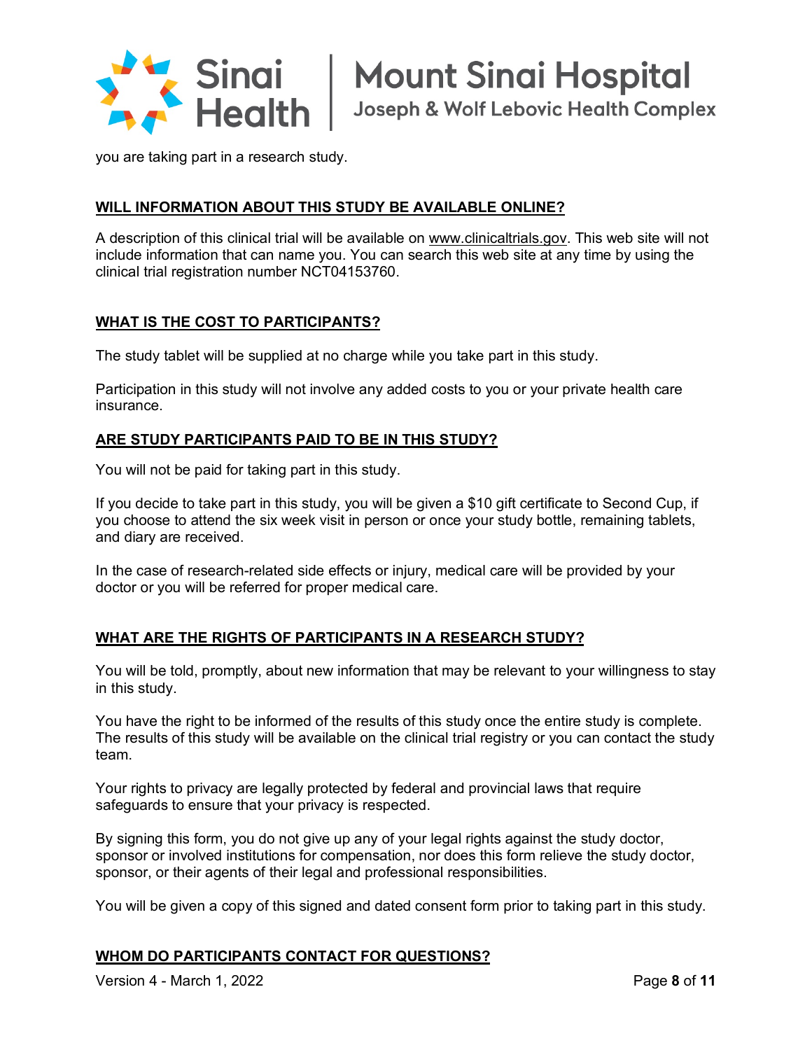you are taking part in a research study.

## WILL INFORMATION ABOUT THIS STUDY BE AVAILABLE ONLINE?

A description of this clinical trial will be available on www.clinicaltrials.gov. This web site will not include information that can name you. You can search this web site at any time by using the clinical trial registration number NCT04153760.

## WHAT IS THE COST TO PARTICIPANTS?

The study tablet will be supplied at no charge while you take part in this study.

Participation in this study will not involve any added costs to you or your private health care insurance.

## ARE STUDY PARTICIPANTS PAID TO BE IN THIS STUDY?

You will not be paid for taking part in this study.

If you decide to take part in this study, you will be given a $10 gift certificate to Second Cup, if you choose to attend the six week visit in person or once your study bottle, remaining tablets, and diary are received.

In the case of research-related side effects or injury, medical care will be provided by your doctor or you will be referred for proper medical care.

## WHAT ARE THE RIGHTS OF PARTICIPANTS IN A RESEARCH STUDY?

You will be told, promptly, about new information that may be relevant to your willingness to stay in this study.

You have the right to be informed of the results of this study once the entire study is complete. The results of this study will be available on the clinical trial registry or you can contact the study team.

Your rights to privacy are legally protected by federal and provincial laws that require safeguards to ensure that your privacy is respected.

By signing this form, you do not give up any of your legal rights against the study doctor, sponsor or involved institutions for compensation, nor does this form relieve the study doctor, sponsor, or their agents of their legal and professional responsibilities.

You will be given a copy of this signed and dated consent form prior to taking part in this study.

## WHOM DO PARTICIPANTS CONTACT FOR QUESTIONS?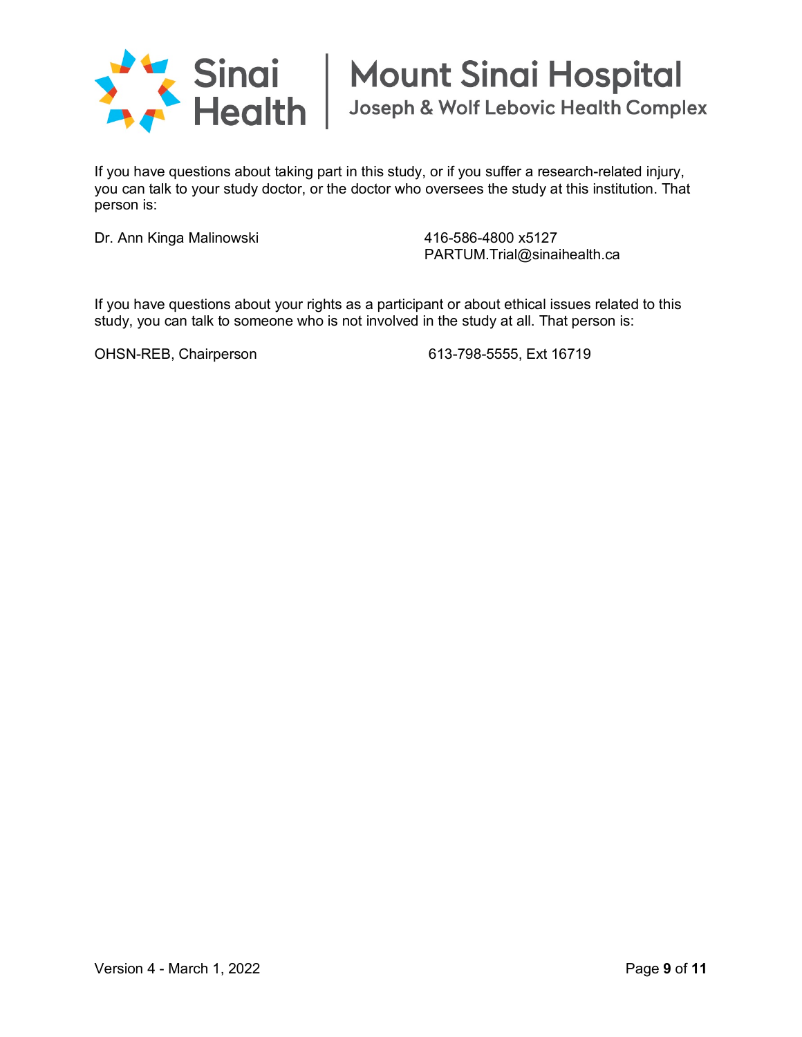If you have questions about taking part in this study, or if you suffer a research-related injury, you can talk to your study doctor, or the doctor who oversees the study at this institution. That person is:

Dr. Ann Kinga Malinowski 416-586-4800 x5127
PARTUM.Trial@sinaihealth.ca

If you have questions about your rights as a participant or about ethical issues related to this study, you can talk to someone who is not involved in the study at all. That person is:

OHSN-REB, Chairperson 613-798-5555, Ext 16719

Version 4 - March 1, 2022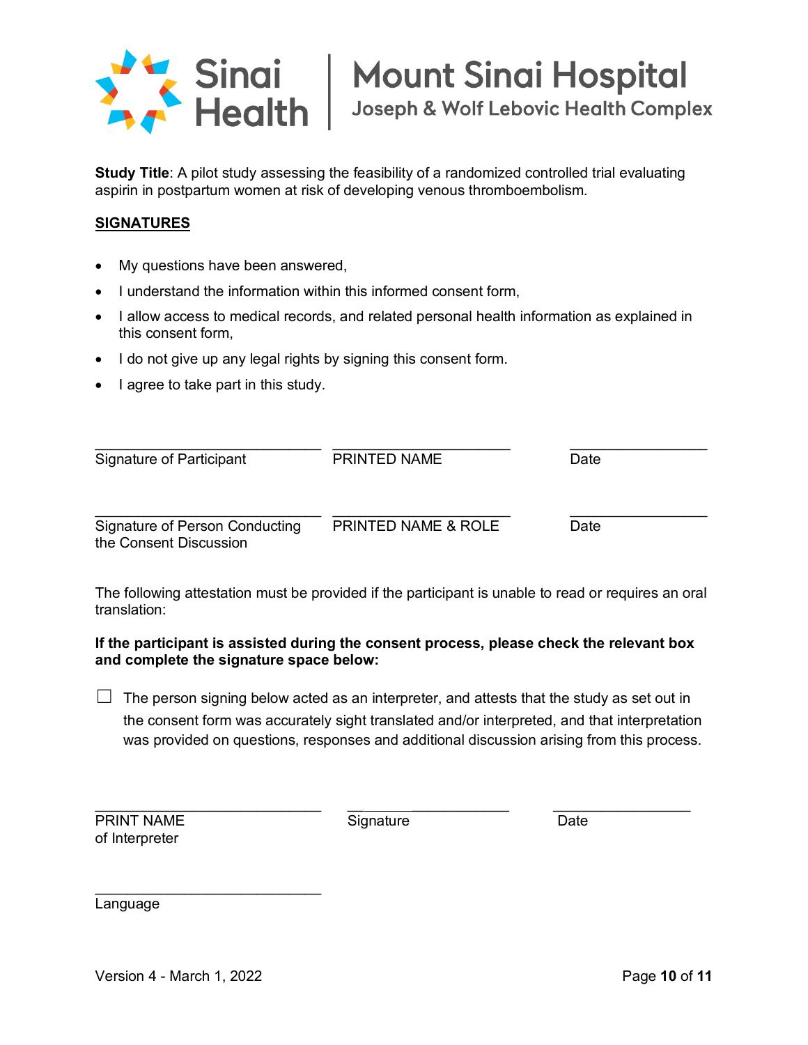Sinai Health | Mount Sinai Hospital
Joseph & Wolf Lebovic Health Complex

**Study Title**: A pilot study assessing the feasibility of a randomized controlled trial evaluating aspirin in postpartum women at risk of developing venous thromboembolism.

**SIGNATURES**

- My questions have been answered,
- I understand the information within this informed consent form,
- I allow access to medical records, and related personal health information as explained in this consent form,
- I do not give up any legal rights by signing this consent form.
- I agree to take part in this study.

| \_\_\_\_\_\_\_\_\_\_\_\_\_\_\_\_\_\_\_\_\_\_\_\_\_\_\_\_\_\_ | \_\_\_\_\_\_\_\_\_\_\_\_\_\_\_\_\_\_\_\_\_\_\_\_ | \_\_\_\_\_\_\_\_\_\_\_\_\_\_\_\_\_\_\_\_ |
|---|---|---|
| Signature of Participant | PRINTED NAME | Date |
| \_\_\_\_\_\_\_\_\_\_\_\_\_\_\_\_\_\_\_\_\_\_\_\_\_\_\_\_\_\_ | \_\_\_\_\_\_\_\_\_\_\_\_\_\_\_\_\_\_\_\_\_\_\_\_ | \_\_\_\_\_\_\_\_\_\_\_\_\_\_\_\_\_\_\_\_ |
| Signature of Person Conducting the Consent Discussion | PRINTED NAME & ROLE | Date |

The following attestation must be provided if the participant is unable to read or requires an oral translation:

**If the participant is assisted during the consent process, please check the relevant box and complete the signature space below:**

☐ The person signing below acted as an interpreter, and attests that the study as set out in the consent form was accurately sight translated and/or interpreted, and that interpretation was provided on questions, responses and additional discussion arising from this process.

| \_\_\_\_\_\_\_\_\_\_\_\_\_\_\_\_\_\_\_\_\_\_\_\_\_\_\_\_\_\_ | \_\_\_\_\_\_\_\_\_\_\_\_\_\_\_\_\_\_\_\_\_\_\_\_ | \_\_\_\_\_\_\_\_\_\_\_\_\_\_\_\_\_\_\_\_ |
|---|---|---|
| PRINT NAME of Interpreter | Signature | Date |

\_\_\_\_\_\_\_\_\_\_\_\_\_\_\_\_\_\_\_\_\_\_\_\_\_\_\_\_\_\_
Language

Version 4 - March 1, 2022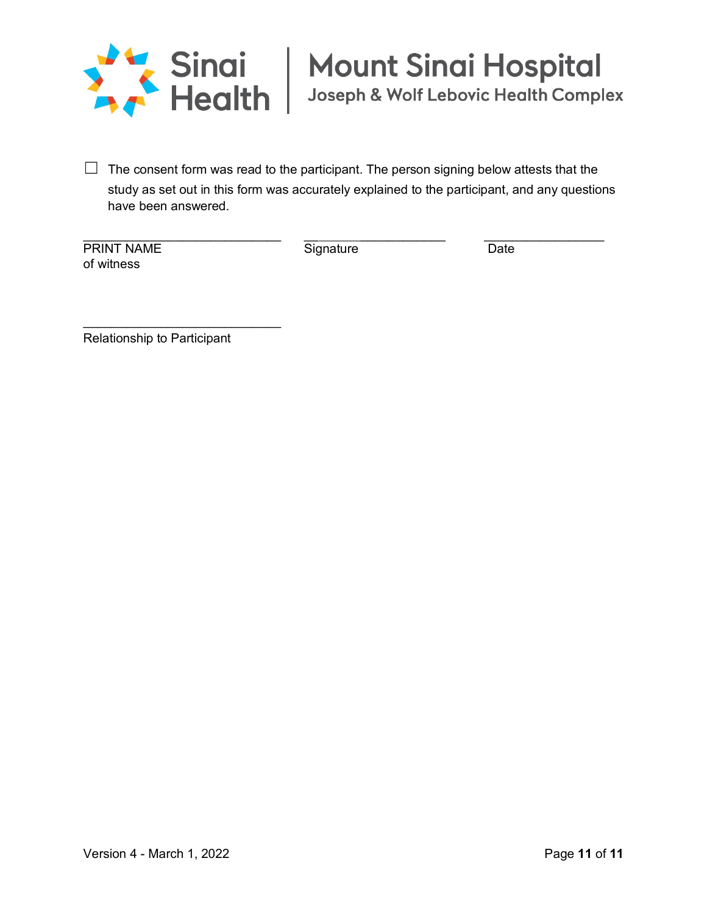☐ The consent form was read to the participant. The person signing below attests that the study as set out in this form was accurately explained to the participant, and any questions have been answered.

| | | |
|---|---|---|
| ______________________________ | ______________________ | __________________ |
| PRINT NAME of witness | Signature | Date |

______________________________
Relationship to Participant